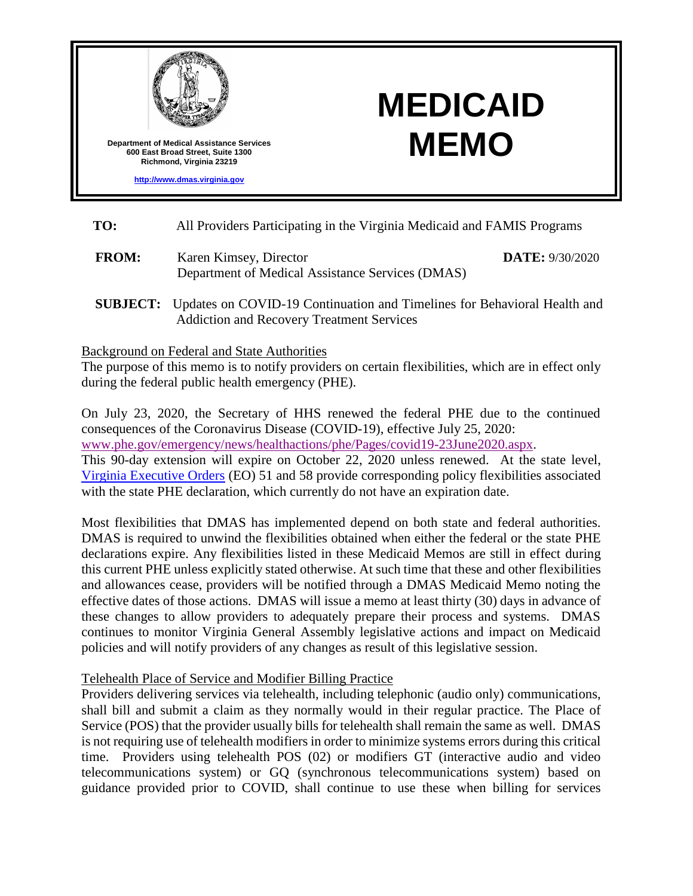Department of Medical Assistance Services
600 East Broad Street, Suite 1300
Richmond, Virginia 23219

http://www.dmas.virginia.gov

# MEDICAID MEMO

**TO:** All Providers Participating in the Virginia Medicaid and FAMIS Programs

**FROM:** Karen Kimsey, Director
Department of Medical Assistance Services (DMAS)

**DATE:** 9/30/2020

**SUBJECT:** Updates on COVID-19 Continuation and Timelines for Behavioral Health and Addiction and Recovery Treatment Services

## Background on Federal and State Authorities

The purpose of this memo is to notify providers on certain flexibilities, which are in effect only during the federal public health emergency (PHE).

On July 23, 2020, the Secretary of HHS renewed the federal PHE due to the continued consequences of the Coronavirus Disease (COVID-19), effective July 25, 2020: www.phe.gov/emergency/news/healthactions/phe/Pages/covid19-23June2020.aspx. This 90-day extension will expire on October 22, 2020 unless renewed. At the state level, Virginia Executive Orders (EO) 51 and 58 provide corresponding policy flexibilities associated with the state PHE declaration, which currently do not have an expiration date.

Most flexibilities that DMAS has implemented depend on both state and federal authorities. DMAS is required to unwind the flexibilities obtained when either the federal or the state PHE declarations expire. Any flexibilities listed in these Medicaid Memos are still in effect during this current PHE unless explicitly stated otherwise. At such time that these and other flexibilities and allowances cease, providers will be notified through a DMAS Medicaid Memo noting the effective dates of those actions. DMAS will issue a memo at least thirty (30) days in advance of these changes to allow providers to adequately prepare their process and systems. DMAS continues to monitor Virginia General Assembly legislative actions and impact on Medicaid policies and will notify providers of any changes as result of this legislative session.

## Telehealth Place of Service and Modifier Billing Practice

Providers delivering services via telehealth, including telephonic (audio only) communications, shall bill and submit a claim as they normally would in their regular practice. The Place of Service (POS) that the provider usually bills for telehealth shall remain the same as well. DMAS is not requiring use of telehealth modifiers in order to minimize systems errors during this critical time. Providers using telehealth POS (02) or modifiers GT (interactive audio and video telecommunications system) or GQ (synchronous telecommunications system) based on guidance provided prior to COVID, shall continue to use these when billing for services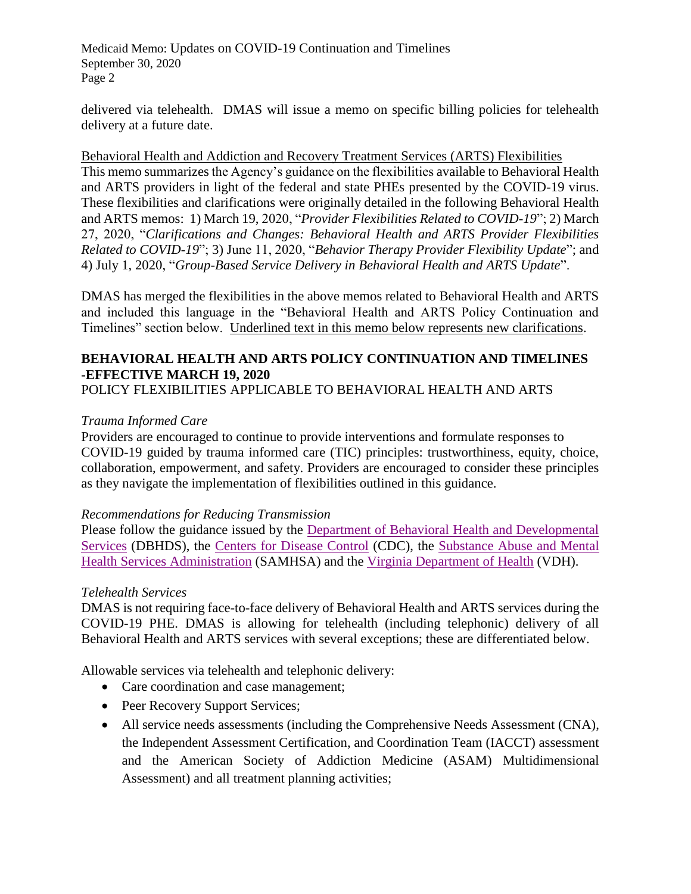delivered via telehealth. DMAS will issue a memo on specific billing policies for telehealth delivery at a future date.

<u>Behavioral Health and Addiction and Recovery Treatment Services (ARTS) Flexibilities</u>

This memo summarizes the Agency's guidance on the flexibilities available to Behavioral Health and ARTS providers in light of the federal and state PHEs presented by the COVID-19 virus. These flexibilities and clarifications were originally detailed in the following Behavioral Health and ARTS memos: 1) March 19, 2020, "*Provider Flexibilities Related to COVID-19*"; 2) March 27, 2020, "*Clarifications and Changes: Behavioral Health and ARTS Provider Flexibilities Related to COVID-19*"; 3) June 11, 2020, "*Behavior Therapy Provider Flexibility Update*"; and 4) July 1, 2020, "*Group-Based Service Delivery in Behavioral Health and ARTS Update*".

DMAS has merged the flexibilities in the above memos related to Behavioral Health and ARTS and included this language in the "Behavioral Health and ARTS Policy Continuation and Timelines" section below. <u>Underlined text in this memo below represents new clarifications</u>.

## BEHAVIORAL HEALTH AND ARTS POLICY CONTINUATION AND TIMELINES -EFFECTIVE MARCH 19, 2020

POLICY FLEXIBILITIES APPLICABLE TO BEHAVIORAL HEALTH AND ARTS

*Trauma Informed Care*

Providers are encouraged to continue to provide interventions and formulate responses to COVID-19 guided by trauma informed care (TIC) principles: trustworthiness, equity, choice, collaboration, empowerment, and safety. Providers are encouraged to consider these principles as they navigate the implementation of flexibilities outlined in this guidance.

*Recommendations for Reducing Transmission*

Please follow the guidance issued by the Department of Behavioral Health and Developmental Services (DBHDS), the Centers for Disease Control (CDC), the Substance Abuse and Mental Health Services Administration (SAMHSA) and the Virginia Department of Health (VDH).

*Telehealth Services*

DMAS is not requiring face-to-face delivery of Behavioral Health and ARTS services during the COVID-19 PHE. DMAS is allowing for telehealth (including telephonic) delivery of all Behavioral Health and ARTS services with several exceptions; these are differentiated below.

Allowable services via telehealth and telephonic delivery:

- Care coordination and case management;
- Peer Recovery Support Services;
- All service needs assessments (including the Comprehensive Needs Assessment (CNA), the Independent Assessment Certification, and Coordination Team (IACCT) assessment and the American Society of Addiction Medicine (ASAM) Multidimensional Assessment) and all treatment planning activities;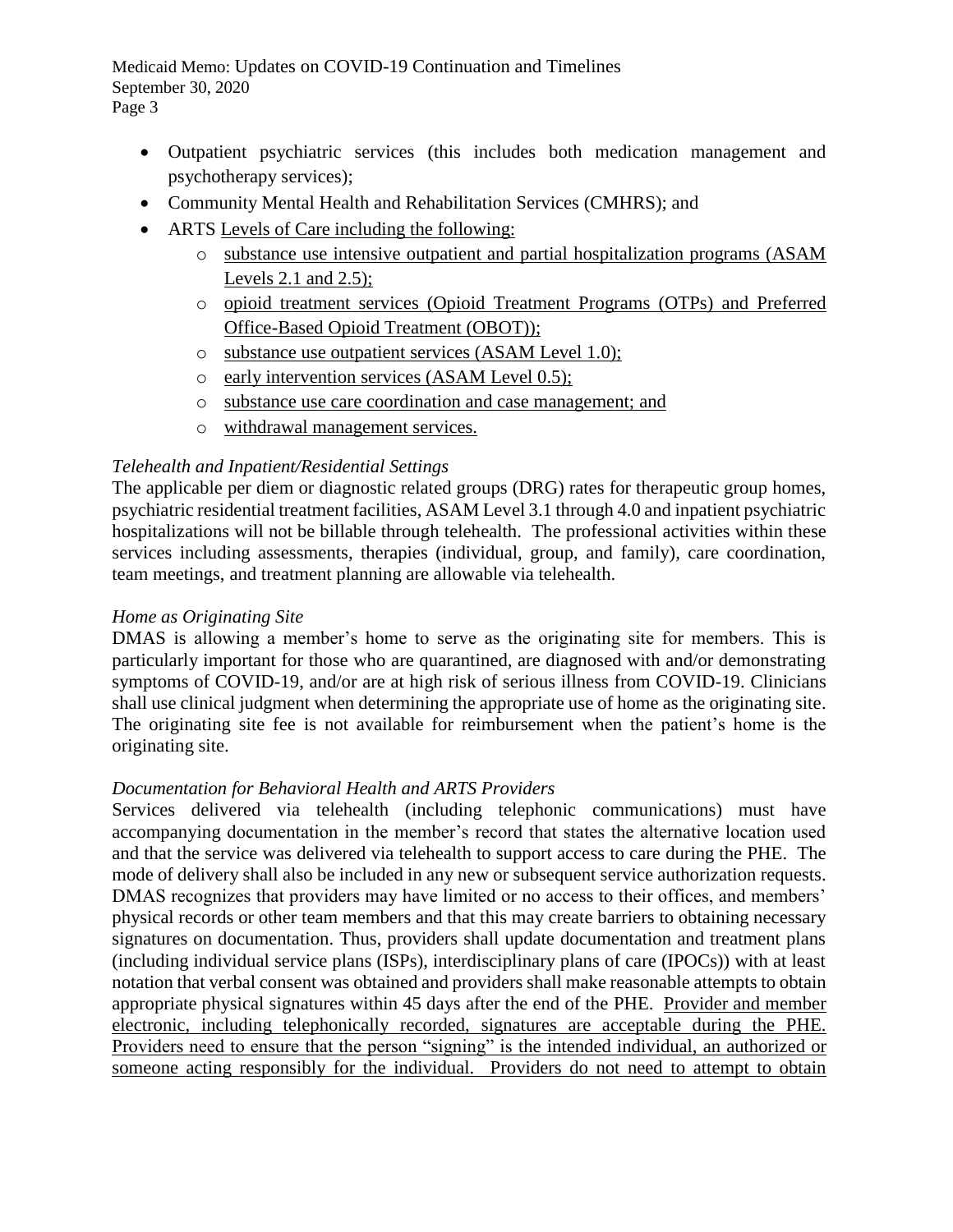- Outpatient psychiatric services (this includes both medication management and psychotherapy services);
- Community Mental Health and Rehabilitation Services (CMHRS); and
- ARTS Levels of Care including the following:
  - substance use intensive outpatient and partial hospitalization programs (ASAM Levels 2.1 and 2.5);
  - opioid treatment services (Opioid Treatment Programs (OTPs) and Preferred Office-Based Opioid Treatment (OBOT));
  - substance use outpatient services (ASAM Level 1.0);
  - early intervention services (ASAM Level 0.5);
  - substance use care coordination and case management; and
  - withdrawal management services.

*Telehealth and Inpatient/Residential Settings*

The applicable per diem or diagnostic related groups (DRG) rates for therapeutic group homes, psychiatric residential treatment facilities, ASAM Level 3.1 through 4.0 and inpatient psychiatric hospitalizations will not be billable through telehealth. The professional activities within these services including assessments, therapies (individual, group, and family), care coordination, team meetings, and treatment planning are allowable via telehealth.

*Home as Originating Site*

DMAS is allowing a member's home to serve as the originating site for members. This is particularly important for those who are quarantined, are diagnosed with and/or demonstrating symptoms of COVID-19, and/or are at high risk of serious illness from COVID-19. Clinicians shall use clinical judgment when determining the appropriate use of home as the originating site. The originating site fee is not available for reimbursement when the patient's home is the originating site.

*Documentation for Behavioral Health and ARTS Providers*

Services delivered via telehealth (including telephonic communications) must have accompanying documentation in the member's record that states the alternative location used and that the service was delivered via telehealth to support access to care during the PHE. The mode of delivery shall also be included in any new or subsequent service authorization requests. DMAS recognizes that providers may have limited or no access to their offices, and members' physical records or other team members and that this may create barriers to obtaining necessary signatures on documentation. Thus, providers shall update documentation and treatment plans (including individual service plans (ISPs), interdisciplinary plans of care (IPOCs)) with at least notation that verbal consent was obtained and providers shall make reasonable attempts to obtain appropriate physical signatures within 45 days after the end of the PHE. Provider and member electronic, including telephonically recorded, signatures are acceptable during the PHE. Providers need to ensure that the person "signing" is the intended individual, an authorized or someone acting responsibly for the individual. Providers do not need to attempt to obtain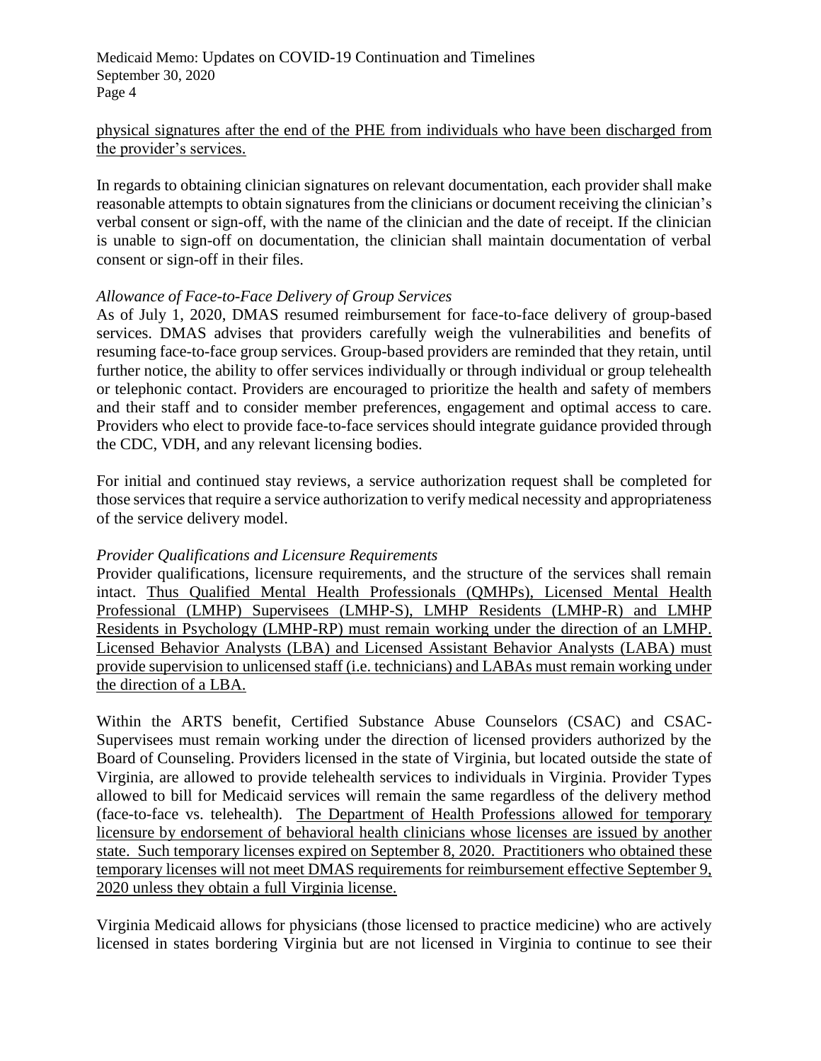physical signatures after the end of the PHE from individuals who have been discharged from the provider's services.

In regards to obtaining clinician signatures on relevant documentation, each provider shall make reasonable attempts to obtain signatures from the clinicians or document receiving the clinician's verbal consent or sign-off, with the name of the clinician and the date of receipt. If the clinician is unable to sign-off on documentation, the clinician shall maintain documentation of verbal consent or sign-off in their files.

*Allowance of Face-to-Face Delivery of Group Services*

As of July 1, 2020, DMAS resumed reimbursement for face-to-face delivery of group-based services. DMAS advises that providers carefully weigh the vulnerabilities and benefits of resuming face-to-face group services. Group-based providers are reminded that they retain, until further notice, the ability to offer services individually or through individual or group telehealth or telephonic contact. Providers are encouraged to prioritize the health and safety of members and their staff and to consider member preferences, engagement and optimal access to care. Providers who elect to provide face-to-face services should integrate guidance provided through the CDC, VDH, and any relevant licensing bodies.

For initial and continued stay reviews, a service authorization request shall be completed for those services that require a service authorization to verify medical necessity and appropriateness of the service delivery model.

*Provider Qualifications and Licensure Requirements*

Provider qualifications, licensure requirements, and the structure of the services shall remain intact. Thus Qualified Mental Health Professionals (QMHPs), Licensed Mental Health Professional (LMHP) Supervisees (LMHP-S), LMHP Residents (LMHP-R) and LMHP Residents in Psychology (LMHP-RP) must remain working under the direction of an LMHP. Licensed Behavior Analysts (LBA) and Licensed Assistant Behavior Analysts (LABA) must provide supervision to unlicensed staff (i.e. technicians) and LABAs must remain working under the direction of a LBA.

Within the ARTS benefit, Certified Substance Abuse Counselors (CSAC) and CSAC-Supervisees must remain working under the direction of licensed providers authorized by the Board of Counseling. Providers licensed in the state of Virginia, but located outside the state of Virginia, are allowed to provide telehealth services to individuals in Virginia. Provider Types allowed to bill for Medicaid services will remain the same regardless of the delivery method (face-to-face vs. telehealth). The Department of Health Professions allowed for temporary licensure by endorsement of behavioral health clinicians whose licenses are issued by another state. Such temporary licenses expired on September 8, 2020. Practitioners who obtained these temporary licenses will not meet DMAS requirements for reimbursement effective September 9, 2020 unless they obtain a full Virginia license.

Virginia Medicaid allows for physicians (those licensed to practice medicine) who are actively licensed in states bordering Virginia but are not licensed in Virginia to continue to see their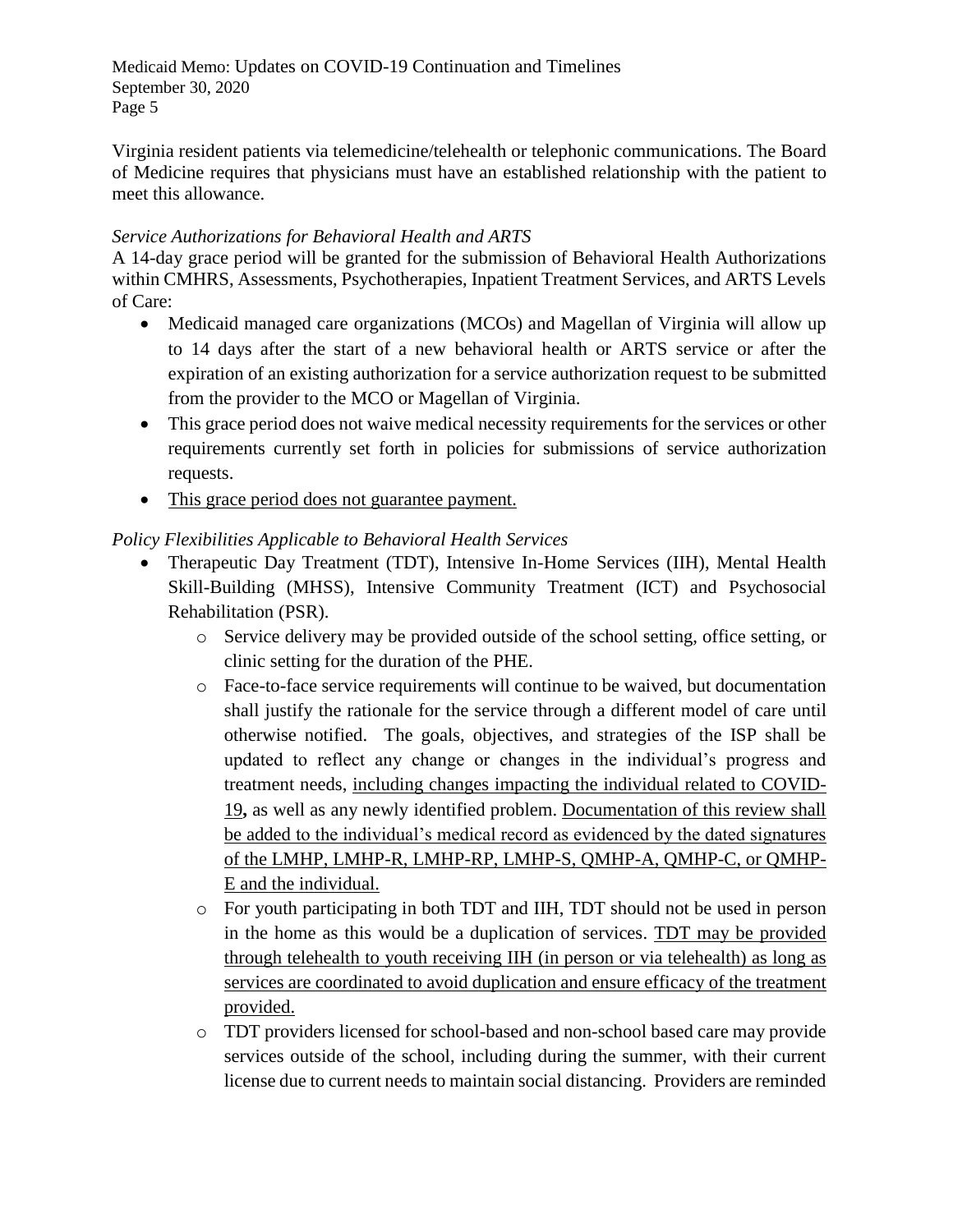Virginia resident patients via telemedicine/telehealth or telephonic communications. The Board of Medicine requires that physicians must have an established relationship with the patient to meet this allowance.

*Service Authorizations for Behavioral Health and ARTS*

A 14-day grace period will be granted for the submission of Behavioral Health Authorizations within CMHRS, Assessments, Psychotherapies, Inpatient Treatment Services, and ARTS Levels of Care:

- Medicaid managed care organizations (MCOs) and Magellan of Virginia will allow up to 14 days after the start of a new behavioral health or ARTS service or after the expiration of an existing authorization for a service authorization request to be submitted from the provider to the MCO or Magellan of Virginia.
- This grace period does not waive medical necessity requirements for the services or other requirements currently set forth in policies for submissions of service authorization requests.
- <u>This grace period does not guarantee payment.</u>

*Policy Flexibilities Applicable to Behavioral Health Services*

- Therapeutic Day Treatment (TDT), Intensive In-Home Services (IIH), Mental Health Skill-Building (MHSS), Intensive Community Treatment (ICT) and Psychosocial Rehabilitation (PSR).
    - Service delivery may be provided outside of the school setting, office setting, or clinic setting for the duration of the PHE.
    - Face-to-face service requirements will continue to be waived, but documentation shall justify the rationale for the service through a different model of care until otherwise notified. The goals, objectives, and strategies of the ISP shall be updated to reflect any change or changes in the individual's progress and treatment needs, <u>including changes impacting the individual related to COVID-19</u>**,** as well as any newly identified problem. <u>Documentation of this review shall be added to the individual's medical record as evidenced by the dated signatures of the LMHP, LMHP-R, LMHP-RP, LMHP-S, QMHP-A, QMHP-C, or QMHP-E and the individual.</u>
    - For youth participating in both TDT and IIH, TDT should not be used in person in the home as this would be a duplication of services. <u>TDT may be provided through telehealth to youth receiving IIH (in person or via telehealth) as long as services are coordinated to avoid duplication and ensure efficacy of the treatment provided.</u>
    - TDT providers licensed for school-based and non-school based care may provide services outside of the school, including during the summer, with their current license due to current needs to maintain social distancing. Providers are reminded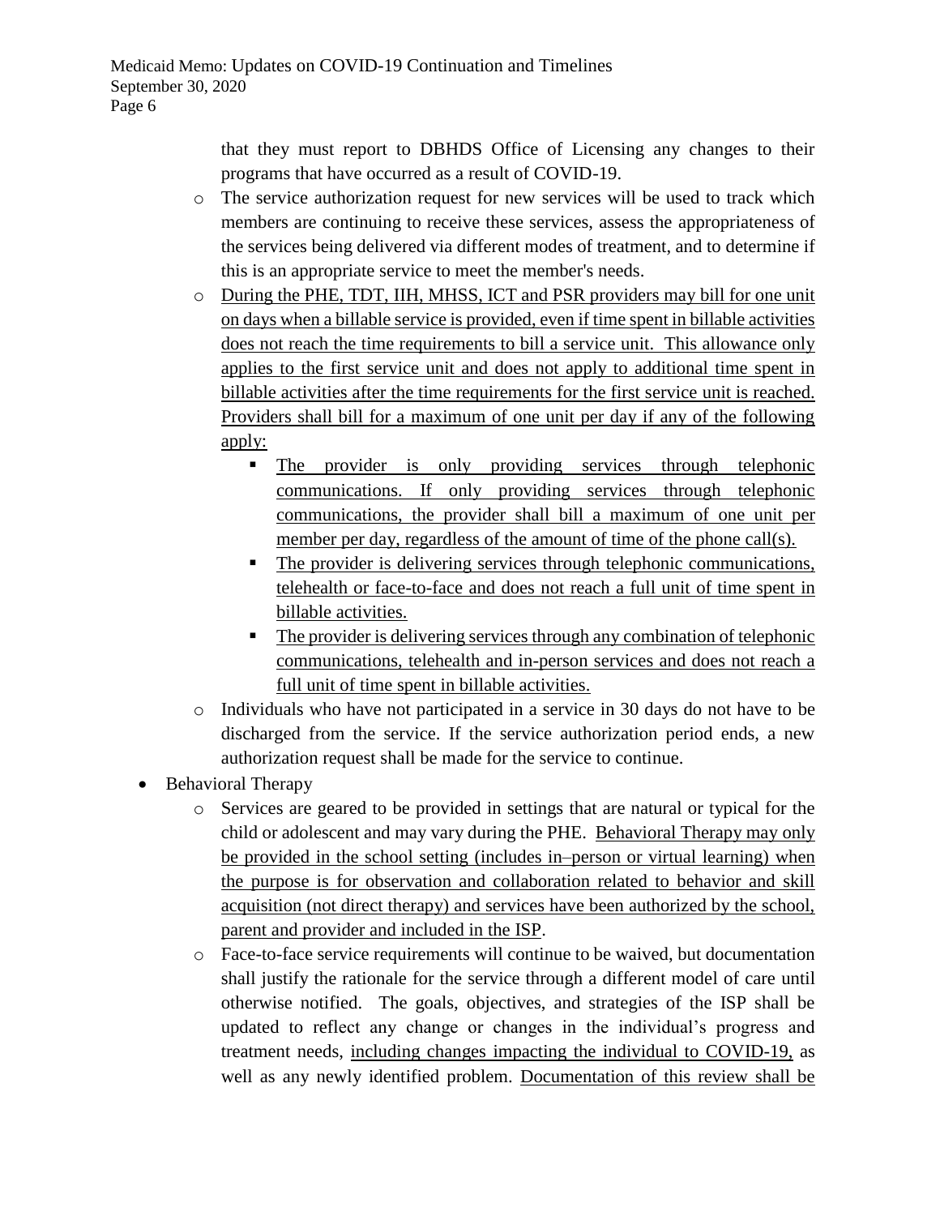that they must report to DBHDS Office of Licensing any changes to their programs that have occurred as a result of COVID-19.

- The service authorization request for new services will be used to track which members are continuing to receive these services, assess the appropriateness of the services being delivered via different modes of treatment, and to determine if this is an appropriate service to meet the member's needs.
- During the PHE, TDT, IIH, MHSS, ICT and PSR providers may bill for one unit on days when a billable service is provided, even if time spent in billable activities does not reach the time requirements to bill a service unit. This allowance only applies to the first service unit and does not apply to additional time spent in billable activities after the time requirements for the first service unit is reached. Providers shall bill for a maximum of one unit per day if any of the following apply:
  - The provider is only providing services through telephonic communications. If only providing services through telephonic communications, the provider shall bill a maximum of one unit per member per day, regardless of the amount of time of the phone call(s).
  - The provider is delivering services through telephonic communications, telehealth or face-to-face and does not reach a full unit of time spent in billable activities.
  - The provider is delivering services through any combination of telephonic communications, telehealth and in-person services and does not reach a full unit of time spent in billable activities.
- Individuals who have not participated in a service in 30 days do not have to be discharged from the service. If the service authorization period ends, a new authorization request shall be made for the service to continue.

- Behavioral Therapy
  - Services are geared to be provided in settings that are natural or typical for the child or adolescent and may vary during the PHE. Behavioral Therapy may only be provided in the school setting (includes in–person or virtual learning) when the purpose is for observation and collaboration related to behavior and skill acquisition (not direct therapy) and services have been authorized by the school, parent and provider and included in the ISP.
  - Face-to-face service requirements will continue to be waived, but documentation shall justify the rationale for the service through a different model of care until otherwise notified. The goals, objectives, and strategies of the ISP shall be updated to reflect any change or changes in the individual's progress and treatment needs, including changes impacting the individual to COVID-19, as well as any newly identified problem. Documentation of this review shall be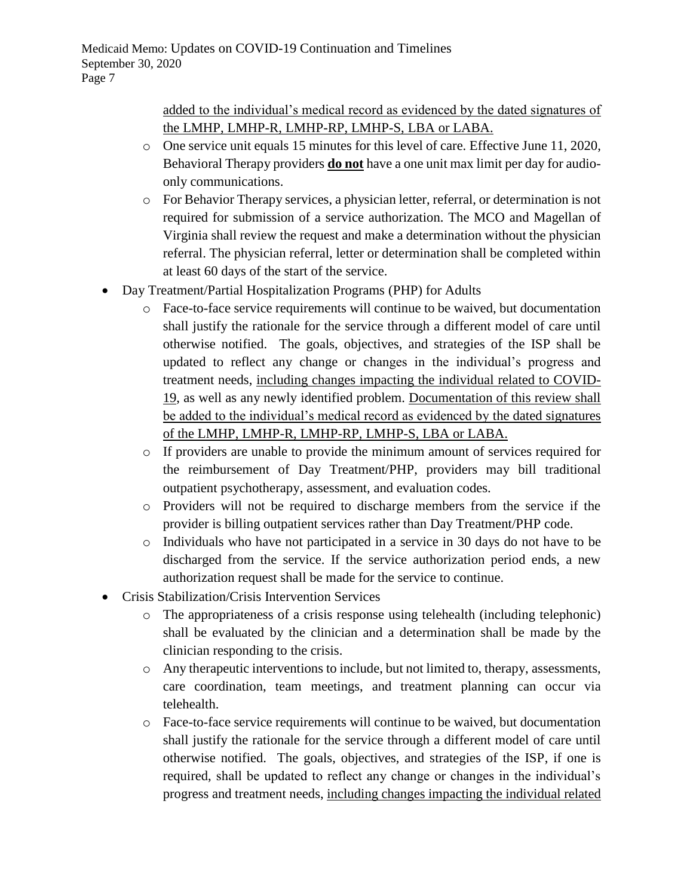added to the individual's medical record as evidenced by the dated signatures of the LMHP, LMHP-R, LMHP-RP, LMHP-S, LBA or LABA.

- One service unit equals 15 minutes for this level of care. Effective June 11, 2020, Behavioral Therapy providers **do not** have a one unit max limit per day for audio-only communications.
- For Behavior Therapy services, a physician letter, referral, or determination is not required for submission of a service authorization. The MCO and Magellan of Virginia shall review the request and make a determination without the physician referral. The physician referral, letter or determination shall be completed within at least 60 days of the start of the service.

- Day Treatment/Partial Hospitalization Programs (PHP) for Adults
  - Face-to-face service requirements will continue to be waived, but documentation shall justify the rationale for the service through a different model of care until otherwise notified. The goals, objectives, and strategies of the ISP shall be updated to reflect any change or changes in the individual's progress and treatment needs, including changes impacting the individual related to COVID-19, as well as any newly identified problem. Documentation of this review shall be added to the individual's medical record as evidenced by the dated signatures of the LMHP, LMHP-R, LMHP-RP, LMHP-S, LBA or LABA.
  - If providers are unable to provide the minimum amount of services required for the reimbursement of Day Treatment/PHP, providers may bill traditional outpatient psychotherapy, assessment, and evaluation codes.
  - Providers will not be required to discharge members from the service if the provider is billing outpatient services rather than Day Treatment/PHP code.
  - Individuals who have not participated in a service in 30 days do not have to be discharged from the service. If the service authorization period ends, a new authorization request shall be made for the service to continue.
- Crisis Stabilization/Crisis Intervention Services
  - The appropriateness of a crisis response using telehealth (including telephonic) shall be evaluated by the clinician and a determination shall be made by the clinician responding to the crisis.
  - Any therapeutic interventions to include, but not limited to, therapy, assessments, care coordination, team meetings, and treatment planning can occur via telehealth.
  - Face-to-face service requirements will continue to be waived, but documentation shall justify the rationale for the service through a different model of care until otherwise notified. The goals, objectives, and strategies of the ISP, if one is required, shall be updated to reflect any change or changes in the individual's progress and treatment needs, including changes impacting the individual related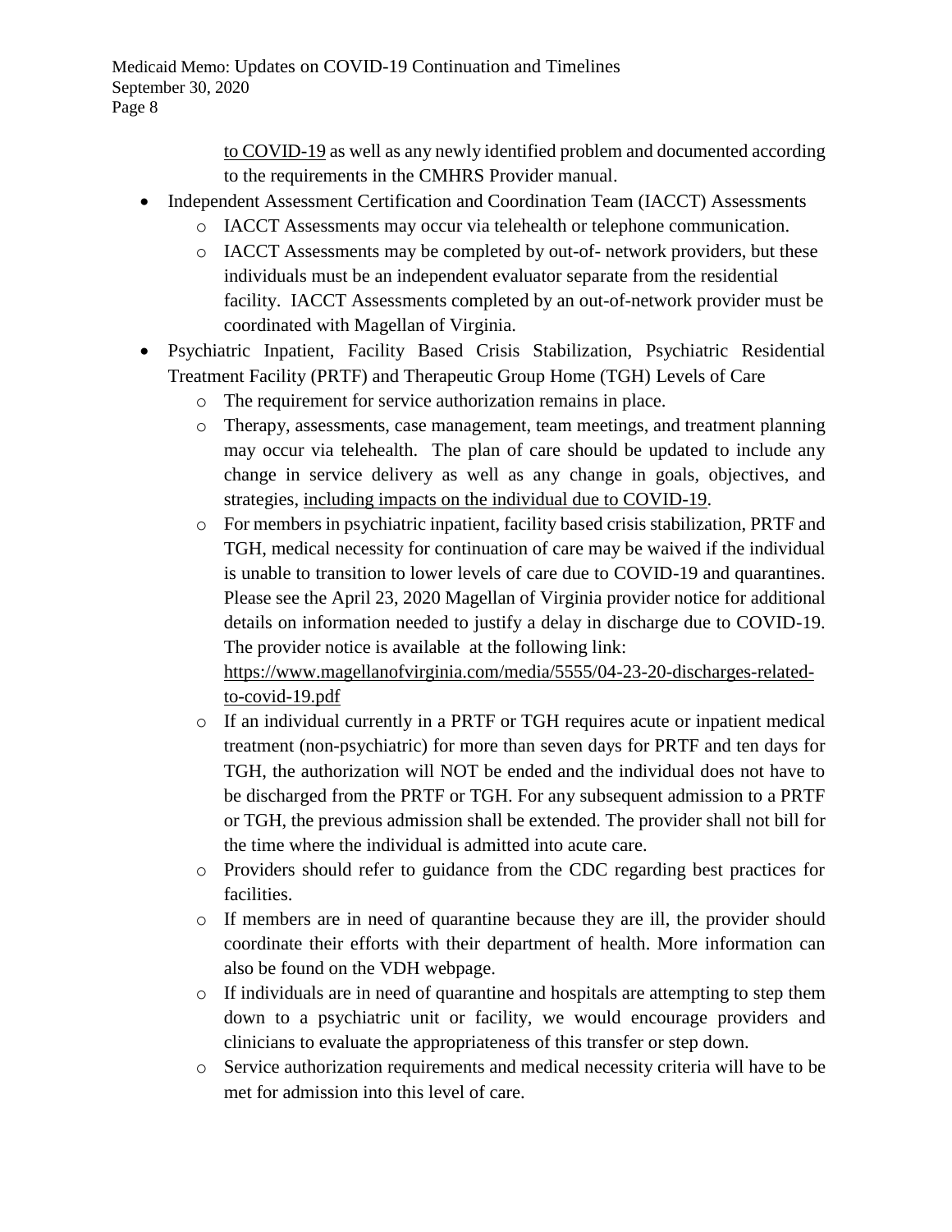to COVID-19 as well as any newly identified problem and documented according to the requirements in the CMHRS Provider manual.

- Independent Assessment Certification and Coordination Team (IACCT) Assessments
    - IACCT Assessments may occur via telehealth or telephone communication.
    - IACCT Assessments may be completed by out-of- network providers, but these individuals must be an independent evaluator separate from the residential facility. IACCT Assessments completed by an out-of-network provider must be coordinated with Magellan of Virginia.
- Psychiatric Inpatient, Facility Based Crisis Stabilization, Psychiatric Residential Treatment Facility (PRTF) and Therapeutic Group Home (TGH) Levels of Care
    - The requirement for service authorization remains in place.
    - Therapy, assessments, case management, team meetings, and treatment planning may occur via telehealth. The plan of care should be updated to include any change in service delivery as well as any change in goals, objectives, and strategies, including impacts on the individual due to COVID-19.
    - For members in psychiatric inpatient, facility based crisis stabilization, PRTF and TGH, medical necessity for continuation of care may be waived if the individual is unable to transition to lower levels of care due to COVID-19 and quarantines. Please see the April 23, 2020 Magellan of Virginia provider notice for additional details on information needed to justify a delay in discharge due to COVID-19. The provider notice is available at the following link: https://www.magellanofvirginia.com/media/5555/04-23-20-discharges-related-to-covid-19.pdf
    - If an individual currently in a PRTF or TGH requires acute or inpatient medical treatment (non-psychiatric) for more than seven days for PRTF and ten days for TGH, the authorization will NOT be ended and the individual does not have to be discharged from the PRTF or TGH. For any subsequent admission to a PRTF or TGH, the previous admission shall be extended. The provider shall not bill for the time where the individual is admitted into acute care.
    - Providers should refer to guidance from the CDC regarding best practices for facilities.
    - If members are in need of quarantine because they are ill, the provider should coordinate their efforts with their department of health. More information can also be found on the VDH webpage.
    - If individuals are in need of quarantine and hospitals are attempting to step them down to a psychiatric unit or facility, we would encourage providers and clinicians to evaluate the appropriateness of this transfer or step down.
    - Service authorization requirements and medical necessity criteria will have to be met for admission into this level of care.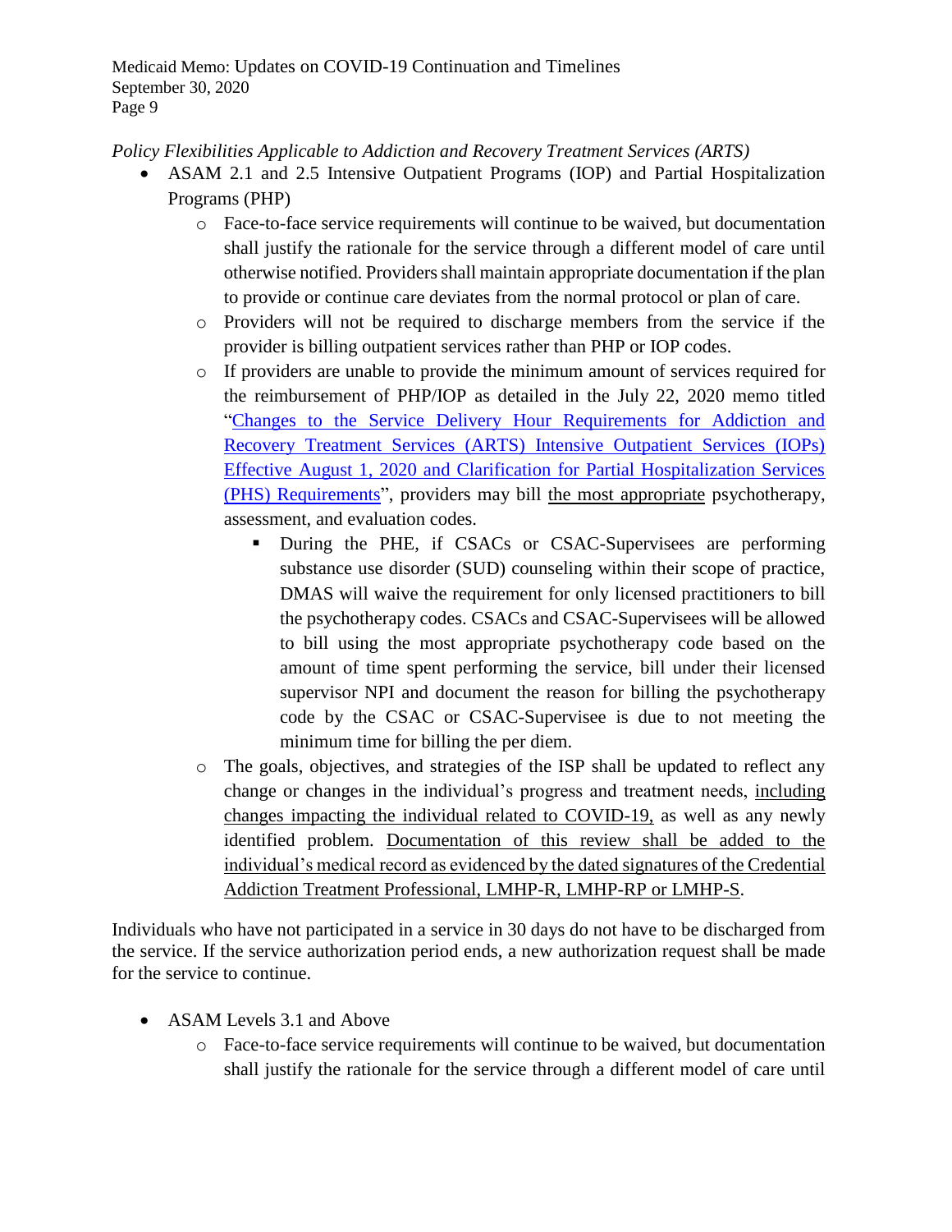*Policy Flexibilities Applicable to Addiction and Recovery Treatment Services (ARTS)*

- ASAM 2.1 and 2.5 Intensive Outpatient Programs (IOP) and Partial Hospitalization Programs (PHP)
  - Face-to-face service requirements will continue to be waived, but documentation shall justify the rationale for the service through a different model of care until otherwise notified. Providers shall maintain appropriate documentation if the plan to provide or continue care deviates from the normal protocol or plan of care.
  - Providers will not be required to discharge members from the service if the provider is billing outpatient services rather than PHP or IOP codes.
  - If providers are unable to provide the minimum amount of services required for the reimbursement of PHP/IOP as detailed in the July 22, 2020 memo titled "Changes to the Service Delivery Hour Requirements for Addiction and Recovery Treatment Services (ARTS) Intensive Outpatient Services (IOPs) Effective August 1, 2020 and Clarification for Partial Hospitalization Services (PHS) Requirements", providers may bill <u>the most appropriate</u> psychotherapy, assessment, and evaluation codes.
    - During the PHE, if CSACs or CSAC-Supervisees are performing substance use disorder (SUD) counseling within their scope of practice, DMAS will waive the requirement for only licensed practitioners to bill the psychotherapy codes. CSACs and CSAC-Supervisees will be allowed to bill using the most appropriate psychotherapy code based on the amount of time spent performing the service, bill under their licensed supervisor NPI and document the reason for billing the psychotherapy code by the CSAC or CSAC-Supervisee is due to not meeting the minimum time for billing the per diem.
  - The goals, objectives, and strategies of the ISP shall be updated to reflect any change or changes in the individual's progress and treatment needs, <u>including changes impacting the individual related to COVID-19,</u> as well as any newly identified problem. <u>Documentation of this review shall be added to the individual's medical record as evidenced by the dated signatures of the Credential Addiction Treatment Professional, LMHP-R, LMHP-RP or LMHP-S</u>.

Individuals who have not participated in a service in 30 days do not have to be discharged from the service. If the service authorization period ends, a new authorization request shall be made for the service to continue.

- ASAM Levels 3.1 and Above
  - Face-to-face service requirements will continue to be waived, but documentation shall justify the rationale for the service through a different model of care until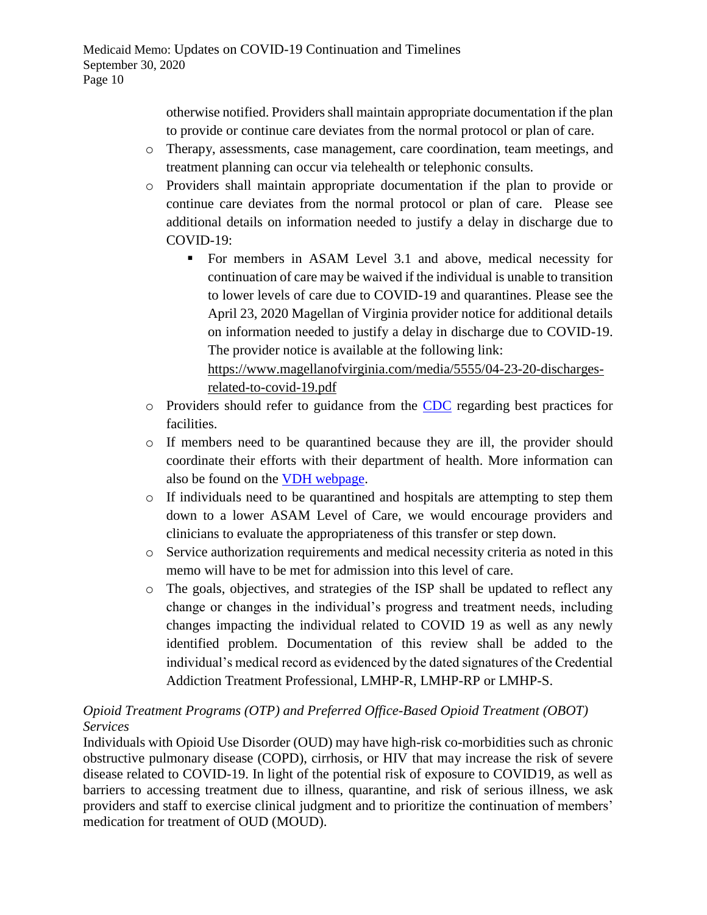otherwise notified. Providers shall maintain appropriate documentation if the plan to provide or continue care deviates from the normal protocol or plan of care.

- Therapy, assessments, case management, care coordination, team meetings, and treatment planning can occur via telehealth or telephonic consults.
- Providers shall maintain appropriate documentation if the plan to provide or continue care deviates from the normal protocol or plan of care. Please see additional details on information needed to justify a delay in discharge due to COVID-19:
  - For members in ASAM Level 3.1 and above, medical necessity for continuation of care may be waived if the individual is unable to transition to lower levels of care due to COVID-19 and quarantines. Please see the April 23, 2020 Magellan of Virginia provider notice for additional details on information needed to justify a delay in discharge due to COVID-19. The provider notice is available at the following link: https://www.magellanofvirginia.com/media/5555/04-23-20-discharges-related-to-covid-19.pdf
- Providers should refer to guidance from the CDC regarding best practices for facilities.
- If members need to be quarantined because they are ill, the provider should coordinate their efforts with their department of health. More information can also be found on the VDH webpage.
- If individuals need to be quarantined and hospitals are attempting to step them down to a lower ASAM Level of Care, we would encourage providers and clinicians to evaluate the appropriateness of this transfer or step down.
- Service authorization requirements and medical necessity criteria as noted in this memo will have to be met for admission into this level of care.
- The goals, objectives, and strategies of the ISP shall be updated to reflect any change or changes in the individual's progress and treatment needs, including changes impacting the individual related to COVID 19 as well as any newly identified problem. Documentation of this review shall be added to the individual's medical record as evidenced by the dated signatures of the Credential Addiction Treatment Professional, LMHP-R, LMHP-RP or LMHP-S.

*Opioid Treatment Programs (OTP) and Preferred Office-Based Opioid Treatment (OBOT) Services*

Individuals with Opioid Use Disorder (OUD) may have high-risk co-morbidities such as chronic obstructive pulmonary disease (COPD), cirrhosis, or HIV that may increase the risk of severe disease related to COVID-19. In light of the potential risk of exposure to COVID19, as well as barriers to accessing treatment due to illness, quarantine, and risk of serious illness, we ask providers and staff to exercise clinical judgment and to prioritize the continuation of members' medication for treatment of OUD (MOUD).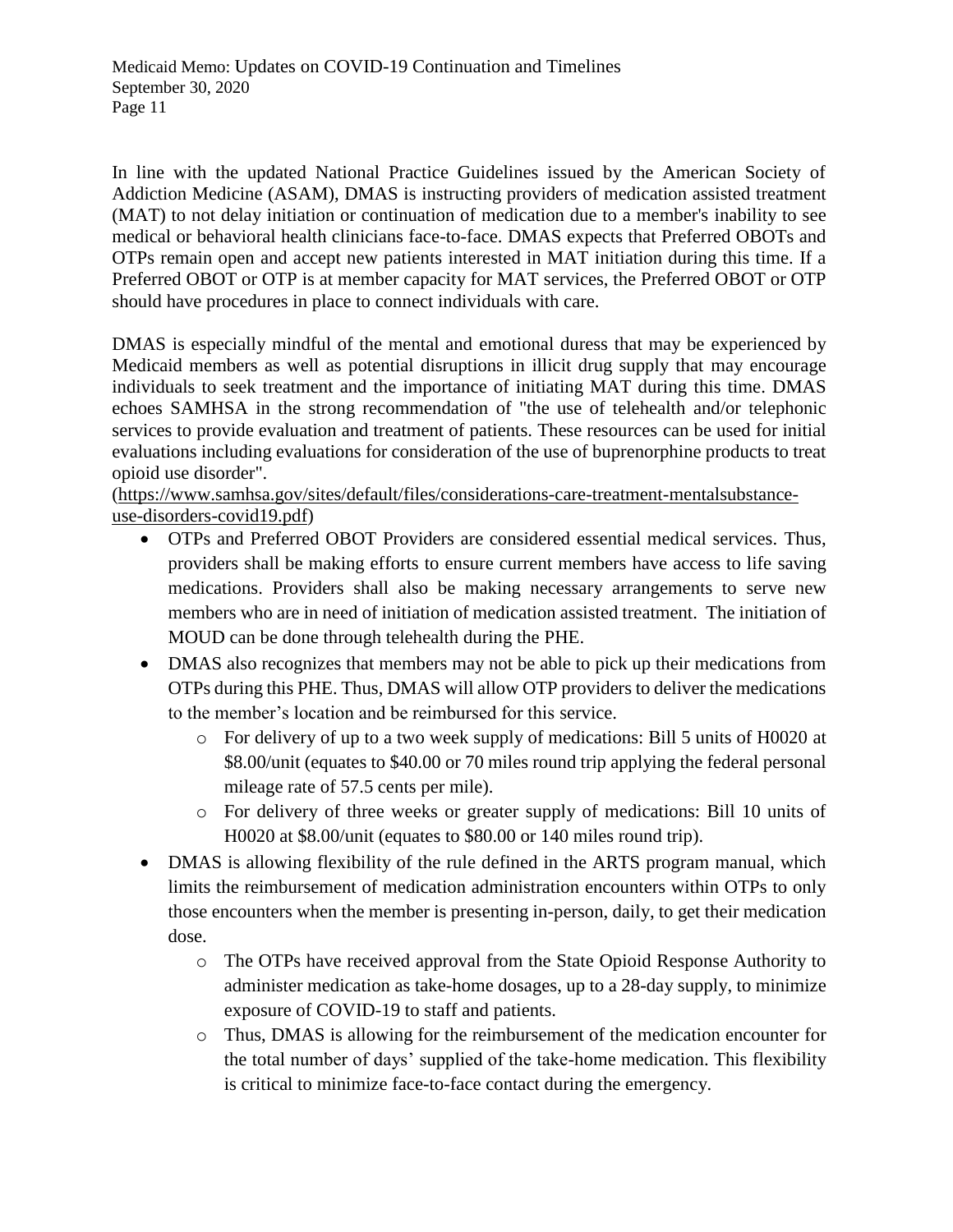In line with the updated National Practice Guidelines issued by the American Society of Addiction Medicine (ASAM), DMAS is instructing providers of medication assisted treatment (MAT) to not delay initiation or continuation of medication due to a member's inability to see medical or behavioral health clinicians face-to-face. DMAS expects that Preferred OBOTs and OTPs remain open and accept new patients interested in MAT initiation during this time. If a Preferred OBOT or OTP is at member capacity for MAT services, the Preferred OBOT or OTP should have procedures in place to connect individuals with care.

DMAS is especially mindful of the mental and emotional duress that may be experienced by Medicaid members as well as potential disruptions in illicit drug supply that may encourage individuals to seek treatment and the importance of initiating MAT during this time. DMAS echoes SAMHSA in the strong recommendation of "the use of telehealth and/or telephonic services to provide evaluation and treatment of patients. These resources can be used for initial evaluations including evaluations for consideration of the use of buprenorphine products to treat opioid use disorder". (https://www.samhsa.gov/sites/default/files/considerations-care-treatment-mentalsubstance-use-disorders-covid19.pdf)

- OTPs and Preferred OBOT Providers are considered essential medical services. Thus, providers shall be making efforts to ensure current members have access to life saving medications. Providers shall also be making necessary arrangements to serve new members who are in need of initiation of medication assisted treatment. The initiation of MOUD can be done through telehealth during the PHE.
- DMAS also recognizes that members may not be able to pick up their medications from OTPs during this PHE. Thus, DMAS will allow OTP providers to deliver the medications to the member's location and be reimbursed for this service.
  - For delivery of up to a two week supply of medications: Bill 5 units of H0020 at $8.00/unit (equates to $40.00 or 70 miles round trip applying the federal personal mileage rate of 57.5 cents per mile).
  - For delivery of three weeks or greater supply of medications: Bill 10 units of H0020 at $8.00/unit (equates to $80.00 or 140 miles round trip).
- DMAS is allowing flexibility of the rule defined in the ARTS program manual, which limits the reimbursement of medication administration encounters within OTPs to only those encounters when the member is presenting in-person, daily, to get their medication dose.
  - The OTPs have received approval from the State Opioid Response Authority to administer medication as take-home dosages, up to a 28-day supply, to minimize exposure of COVID-19 to staff and patients.
  - Thus, DMAS is allowing for the reimbursement of the medication encounter for the total number of days' supplied of the take-home medication. This flexibility is critical to minimize face-to-face contact during the emergency.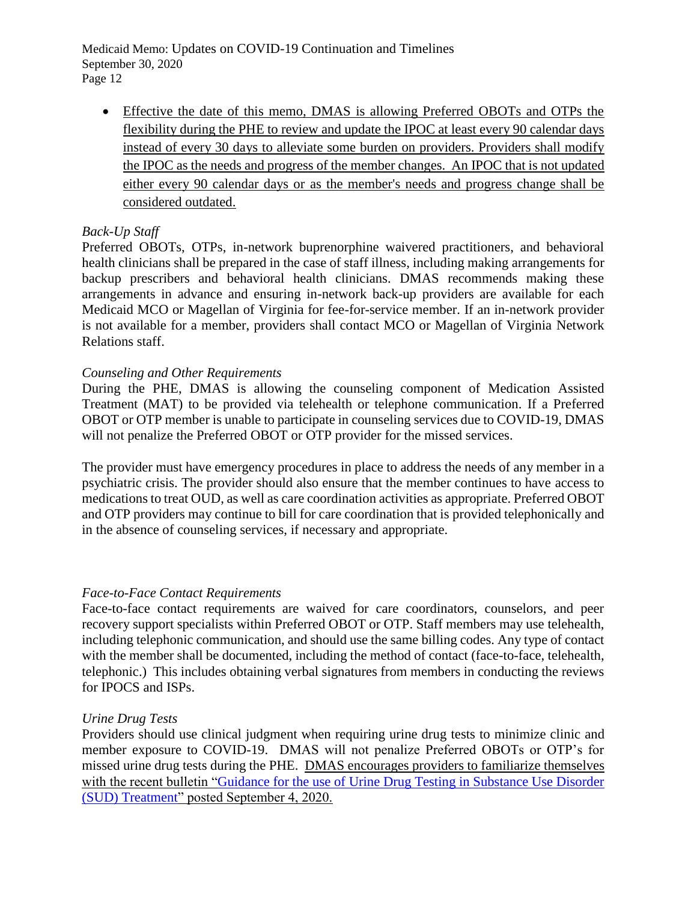- Effective the date of this memo, DMAS is allowing Preferred OBOTs and OTPs the flexibility during the PHE to review and update the IPOC at least every 90 calendar days instead of every 30 days to alleviate some burden on providers. Providers shall modify the IPOC as the needs and progress of the member changes. An IPOC that is not updated either every 90 calendar days or as the member's needs and progress change shall be considered outdated.

*Back-Up Staff*

Preferred OBOTs, OTPs, in-network buprenorphine waivered practitioners, and behavioral health clinicians shall be prepared in the case of staff illness, including making arrangements for backup prescribers and behavioral health clinicians. DMAS recommends making these arrangements in advance and ensuring in-network back-up providers are available for each Medicaid MCO or Magellan of Virginia for fee-for-service member. If an in-network provider is not available for a member, providers shall contact MCO or Magellan of Virginia Network Relations staff.

*Counseling and Other Requirements*

During the PHE, DMAS is allowing the counseling component of Medication Assisted Treatment (MAT) to be provided via telehealth or telephone communication. If a Preferred OBOT or OTP member is unable to participate in counseling services due to COVID-19, DMAS will not penalize the Preferred OBOT or OTP provider for the missed services.

The provider must have emergency procedures in place to address the needs of any member in a psychiatric crisis. The provider should also ensure that the member continues to have access to medications to treat OUD, as well as care coordination activities as appropriate. Preferred OBOT and OTP providers may continue to bill for care coordination that is provided telephonically and in the absence of counseling services, if necessary and appropriate.

*Face-to-Face Contact Requirements*

Face-to-face contact requirements are waived for care coordinators, counselors, and peer recovery support specialists within Preferred OBOT or OTP. Staff members may use telehealth, including telephonic communication, and should use the same billing codes. Any type of contact with the member shall be documented, including the method of contact (face-to-face, telehealth, telephonic.) This includes obtaining verbal signatures from members in conducting the reviews for IPOCS and ISPs.

*Urine Drug Tests*

Providers should use clinical judgment when requiring urine drug tests to minimize clinic and member exposure to COVID-19. DMAS will not penalize Preferred OBOTs or OTP's for missed urine drug tests during the PHE. DMAS encourages providers to familiarize themselves with the recent bulletin "Guidance for the use of Urine Drug Testing in Substance Use Disorder (SUD) Treatment" posted September 4, 2020.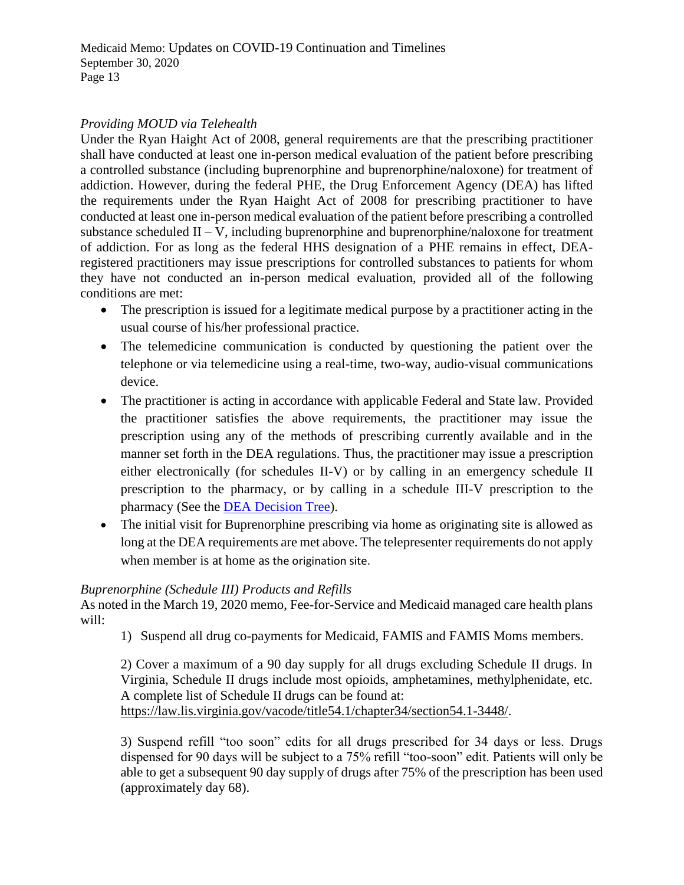*Providing MOUD via Telehealth*

Under the Ryan Haight Act of 2008, general requirements are that the prescribing practitioner shall have conducted at least one in-person medical evaluation of the patient before prescribing a controlled substance (including buprenorphine and buprenorphine/naloxone) for treatment of addiction. However, during the federal PHE, the Drug Enforcement Agency (DEA) has lifted the requirements under the Ryan Haight Act of 2008 for prescribing practitioner to have conducted at least one in-person medical evaluation of the patient before prescribing a controlled substance scheduled II – V, including buprenorphine and buprenorphine/naloxone for treatment of addiction. For as long as the federal HHS designation of a PHE remains in effect, DEA-registered practitioners may issue prescriptions for controlled substances to patients for whom they have not conducted an in-person medical evaluation, provided all of the following conditions are met:

- The prescription is issued for a legitimate medical purpose by a practitioner acting in the usual course of his/her professional practice.
- The telemedicine communication is conducted by questioning the patient over the telephone or via telemedicine using a real-time, two-way, audio-visual communications device.
- The practitioner is acting in accordance with applicable Federal and State law. Provided the practitioner satisfies the above requirements, the practitioner may issue the prescription using any of the methods of prescribing currently available and in the manner set forth in the DEA regulations. Thus, the practitioner may issue a prescription either electronically (for schedules II-V) or by calling in an emergency schedule II prescription to the pharmacy, or by calling in a schedule III-V prescription to the pharmacy (See the [DEA Decision Tree]).
- The initial visit for Buprenorphine prescribing via home as originating site is allowed as long at the DEA requirements are met above. The telepresenter requirements do not apply when member is at home as the origination site.

*Buprenorphine (Schedule III) Products and Refills*

As noted in the March 19, 2020 memo, Fee-for-Service and Medicaid managed care health plans will:

1) Suspend all drug co-payments for Medicaid, FAMIS and FAMIS Moms members.

2) Cover a maximum of a 90 day supply for all drugs excluding Schedule II drugs. In Virginia, Schedule II drugs include most opioids, amphetamines, methylphenidate, etc. A complete list of Schedule II drugs can be found at: https://law.lis.virginia.gov/vacode/title54.1/chapter34/section54.1-3448/.

3) Suspend refill "too soon" edits for all drugs prescribed for 34 days or less. Drugs dispensed for 90 days will be subject to a 75% refill "too-soon" edit. Patients will only be able to get a subsequent 90 day supply of drugs after 75% of the prescription has been used (approximately day 68).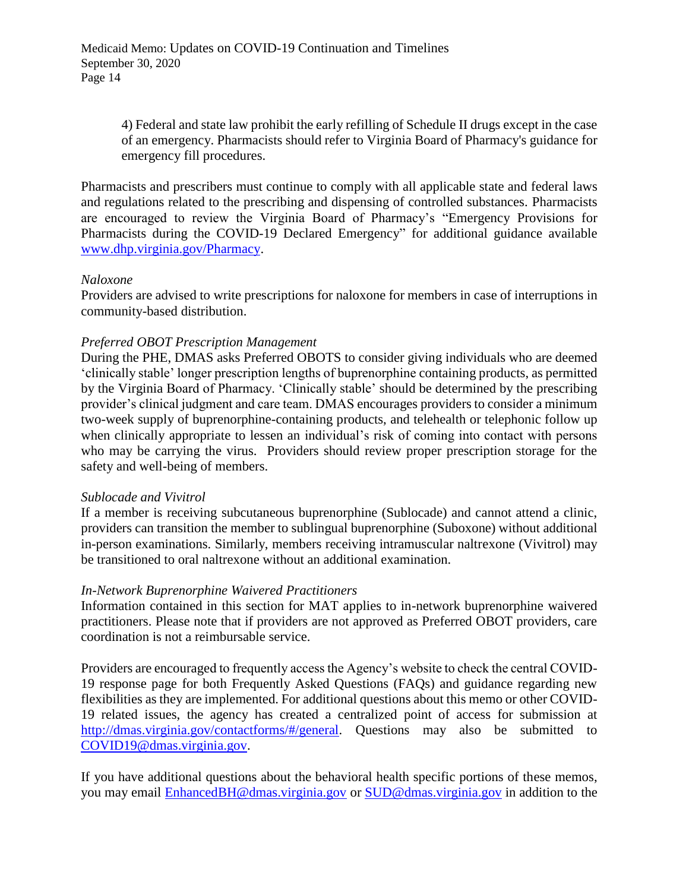4) Federal and state law prohibit the early refilling of Schedule II drugs except in the case of an emergency. Pharmacists should refer to Virginia Board of Pharmacy's guidance for emergency fill procedures.

Pharmacists and prescribers must continue to comply with all applicable state and federal laws and regulations related to the prescribing and dispensing of controlled substances. Pharmacists are encouraged to review the Virginia Board of Pharmacy's "Emergency Provisions for Pharmacists during the COVID-19 Declared Emergency" for additional guidance available www.dhp.virginia.gov/Pharmacy.

*Naloxone*

Providers are advised to write prescriptions for naloxone for members in case of interruptions in community-based distribution.

*Preferred OBOT Prescription Management*

During the PHE, DMAS asks Preferred OBOTS to consider giving individuals who are deemed 'clinically stable' longer prescription lengths of buprenorphine containing products, as permitted by the Virginia Board of Pharmacy. 'Clinically stable' should be determined by the prescribing provider's clinical judgment and care team. DMAS encourages providers to consider a minimum two-week supply of buprenorphine-containing products, and telehealth or telephonic follow up when clinically appropriate to lessen an individual's risk of coming into contact with persons who may be carrying the virus. Providers should review proper prescription storage for the safety and well-being of members.

*Sublocade and Vivitrol*

If a member is receiving subcutaneous buprenorphine (Sublocade) and cannot attend a clinic, providers can transition the member to sublingual buprenorphine (Suboxone) without additional in-person examinations. Similarly, members receiving intramuscular naltrexone (Vivitrol) may be transitioned to oral naltrexone without an additional examination.

*In-Network Buprenorphine Waivered Practitioners*

Information contained in this section for MAT applies to in-network buprenorphine waivered practitioners. Please note that if providers are not approved as Preferred OBOT providers, care coordination is not a reimbursable service.

Providers are encouraged to frequently access the Agency's website to check the central COVID-19 response page for both Frequently Asked Questions (FAQs) and guidance regarding new flexibilities as they are implemented. For additional questions about this memo or other COVID-19 related issues, the agency has created a centralized point of access for submission at http://dmas.virginia.gov/contactforms/#/general. Questions may also be submitted to COVID19@dmas.virginia.gov.

If you have additional questions about the behavioral health specific portions of these memos, you may email EnhancedBH@dmas.virginia.gov or SUD@dmas.virginia.gov in addition to the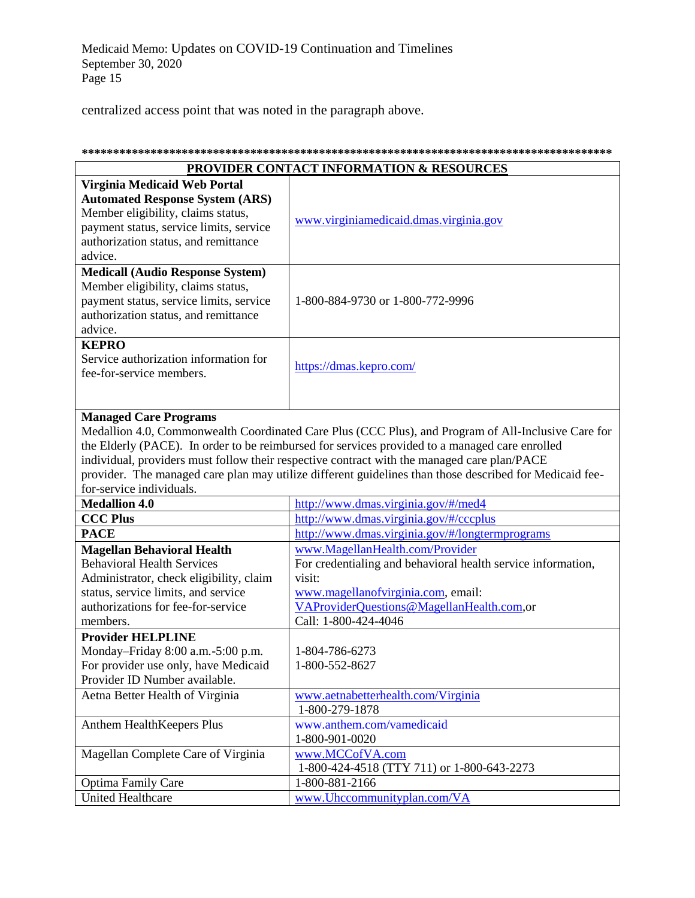centralized access point that was noted in the paragraph above.

**************************************************************************************

| PROVIDER CONTACT INFORMATION & RESOURCES | |
|---|---|
| **Virginia Medicaid Web Portal Automated Response System (ARS)** Member eligibility, claims status, payment status, service limits, service authorization status, and remittance advice. | www.virginiamedicaid.dmas.virginia.gov |
| **Medicall (Audio Response System)** Member eligibility, claims status, payment status, service limits, service authorization status, and remittance advice. | 1-800-884-9730 or 1-800-772-9996 |
| **KEPRO** Service authorization information for fee-for-service members. | https://dmas.kepro.com/ |
| **Managed Care Programs** Medallion 4.0, Commonwealth Coordinated Care Plus (CCC Plus), and Program of All-Inclusive Care for the Elderly (PACE). In order to be reimbursed for services provided to a managed care enrolled individual, providers must follow their respective contract with the managed care plan/PACE provider. The managed care plan may utilize different guidelines than those described for Medicaid fee-for-service individuals. | |
| **Medallion 4.0** | http://www.dmas.virginia.gov/#/med4 |
| **CCC Plus** | http://www.dmas.virginia.gov/#/cccplus |
| **PACE** | http://www.dmas.virginia.gov/#/longtermprograms |
| **Magellan Behavioral Health** Behavioral Health Services Administrator, check eligibility, claim status, service limits, and service authorizations for fee-for-service members. | www.MagellanHealth.com/Provider For credentialing and behavioral health service information, visit: www.magellanofvirginia.com, email: VAProviderQuestions@MagellanHealth.com,or Call: 1-800-424-4046 |
| **Provider HELPLINE** Monday–Friday 8:00 a.m.-5:00 p.m. For provider use only, have Medicaid Provider ID Number available. | 1-804-786-6273 1-800-552-8627 |
| Aetna Better Health of Virginia | www.aetnabetterhealth.com/Virginia 1-800-279-1878 |
| Anthem HealthKeepers Plus | www.anthem.com/vamedicaid 1-800-901-0020 |
| Magellan Complete Care of Virginia | www.MCCofVA.com 1-800-424-4518 (TTY 711) or 1-800-643-2273 |
| Optima Family Care | 1-800-881-2166 |
| United Healthcare | www.Uhccommunityplan.com/VA |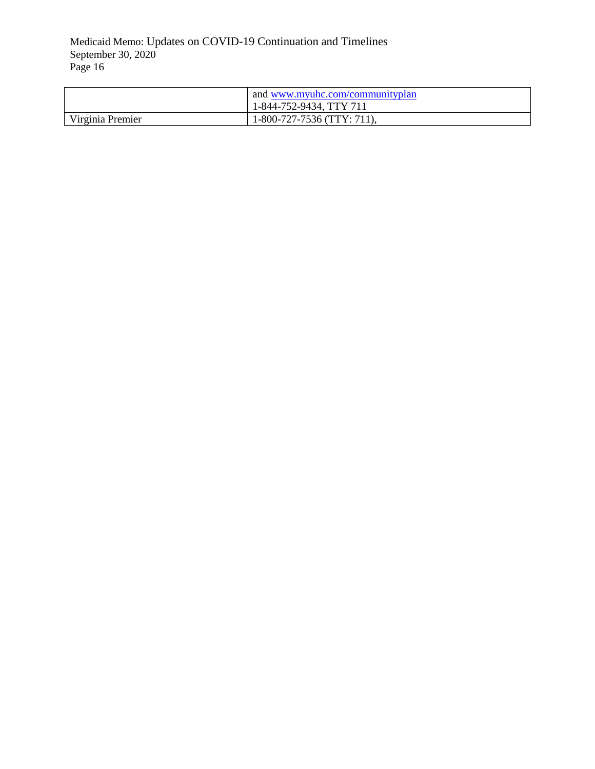| | |
|---|---|
| | and www.myuhc.com/communityplan<br>1-844-752-9434, TTY 711 |
| Virginia Premier | 1-800-727-7536 (TTY: 711), |